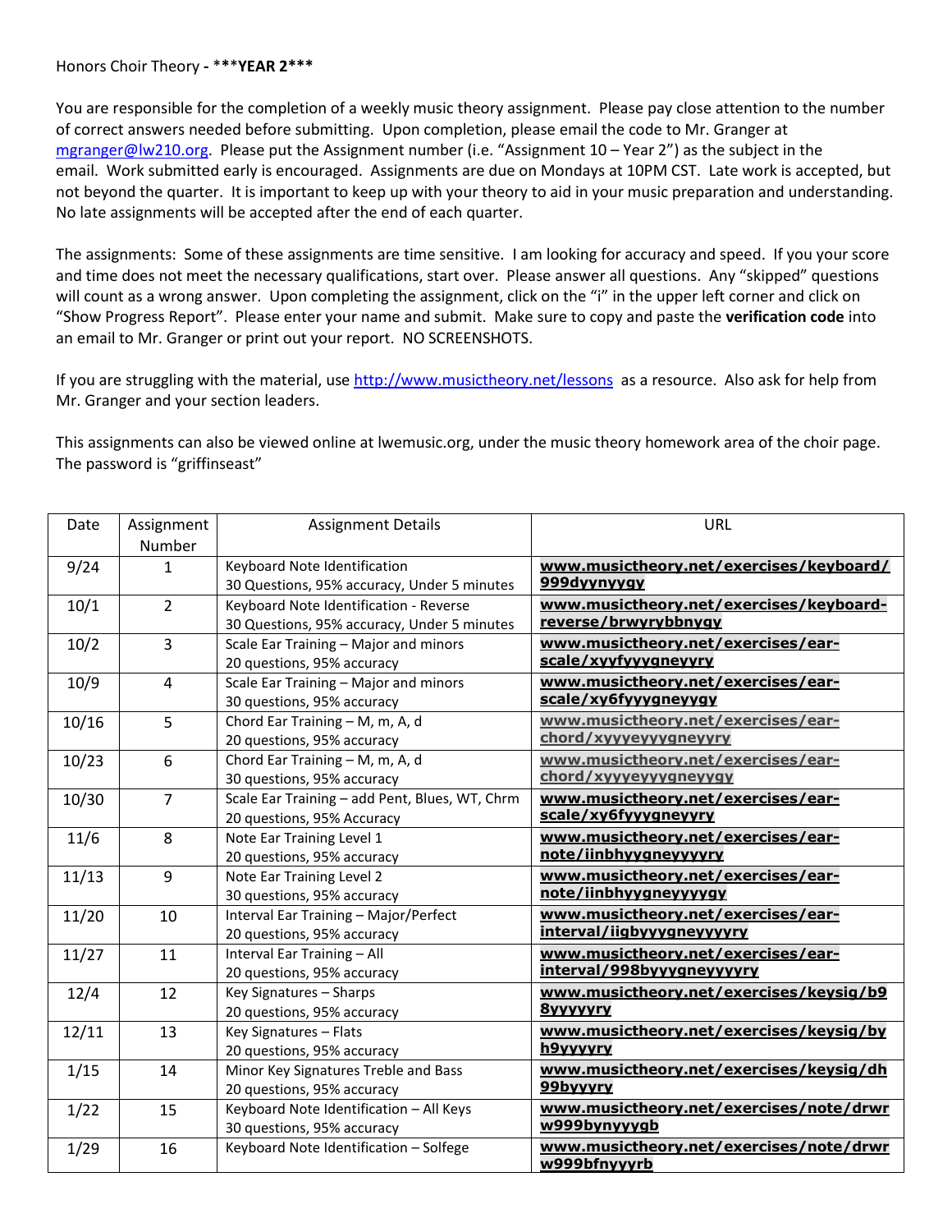Honors Choir Theory - ***YEAR 2***

You are responsible for the completion of a weekly music theory assignment. Please pay close attention to the number of correct answers needed before submitting. Upon completion, please email the code to Mr. Granger at mgranger@lw210.org. Please put the Assignment number (i.e. "Assignment 10 – Year 2") as the subject in the email. Work submitted early is encouraged. Assignments are due on Mondays at 10PM CST. Late work is accepted, but not beyond the quarter. It is important to keep up with your theory to aid in your music preparation and understanding. No late assignments will be accepted after the end of each quarter.

The assignments: Some of these assignments are time sensitive. I am looking for accuracy and speed. If you your score and time does not meet the necessary qualifications, start over. Please answer all questions. Any "skipped" questions will count as a wrong answer. Upon completing the assignment, click on the "i" in the upper left corner and click on "Show Progress Report". Please enter your name and submit. Make sure to copy and paste the **verification code** into an email to Mr. Granger or print out your report. NO SCREENSHOTS.

If you are struggling with the material, use http://www.musictheory.net/lessons as a resource. Also ask for help from Mr. Granger and your section leaders.

This assignments can also be viewed online at lwemusic.org, under the music theory homework area of the choir page. The password is "griffinseast"

| Date | Assignment Number | Assignment Details | URL |
|---|---|---|---|
| 9/24 | 1 | Keyboard Note Identification<br>30 Questions, 95% accuracy, Under 5 minutes | **www.musictheory.net/exercises/keyboard/999dyynyygy** |
| 10/1 | 2 | Keyboard Note Identification - Reverse<br>30 Questions, 95% accuracy, Under 5 minutes | **www.musictheory.net/exercises/keyboard-reverse/brwyrybbnygy** |
| 10/2 | 3 | Scale Ear Training – Major and minors<br>20 questions, 95% accuracy | **www.musictheory.net/exercises/ear-scale/xyyfyyygneyyry** |
| 10/9 | 4 | Scale Ear Training – Major and minors<br>30 questions, 95% accuracy | **www.musictheory.net/exercises/ear-scale/xy6fyyygneyygy** |
| 10/16 | 5 | Chord Ear Training – M, m, A, d<br>20 questions, 95% accuracy | **www.musictheory.net/exercises/ear-chord/xyyyeyyygneyyry** |
| 10/23 | 6 | Chord Ear Training – M, m, A, d<br>30 questions, 95% accuracy | **www.musictheory.net/exercises/ear-chord/xyyyeyyygneyygy** |
| 10/30 | 7 | Scale Ear Training – add Pent, Blues, WT, Chrm<br>20 questions, 95% Accuracy | **www.musictheory.net/exercises/ear-scale/xy6fyyygneyyry** |
| 11/6 | 8 | Note Ear Training Level 1<br>20 questions, 95% accuracy | **www.musictheory.net/exercises/ear-note/iinbhyygneyyyyry** |
| 11/13 | 9 | Note Ear Training Level 2<br>30 questions, 95% accuracy | **www.musictheory.net/exercises/ear-note/iinbhyygneyyyygy** |
| 11/20 | 10 | Interval Ear Training – Major/Perfect<br>20 questions, 95% accuracy | **www.musictheory.net/exercises/ear-interval/iigbyyygneyyyyry** |
| 11/27 | 11 | Interval Ear Training – All<br>20 questions, 95% accuracy | **www.musictheory.net/exercises/ear-interval/998byyygneyyyyry** |
| 12/4 | 12 | Key Signatures – Sharps<br>20 questions, 95% accuracy | **www.musictheory.net/exercises/keysig/b98yyyyyry** |
| 12/11 | 13 | Key Signatures – Flats<br>20 questions, 95% accuracy | **www.musictheory.net/exercises/keysig/byh9yyyyry** |
| 1/15 | 14 | Minor Key Signatures Treble and Bass<br>20 questions, 95% accuracy | **www.musictheory.net/exercises/keysig/dh99byyyry** |
| 1/22 | 15 | Keyboard Note Identification – All Keys<br>30 questions, 95% accuracy | **www.musictheory.net/exercises/note/drwrw999bynyyygb** |
| 1/29 | 16 | Keyboard Note Identification – Solfege | **www.musictheory.net/exercises/note/drwrw999bfnyyyrb** |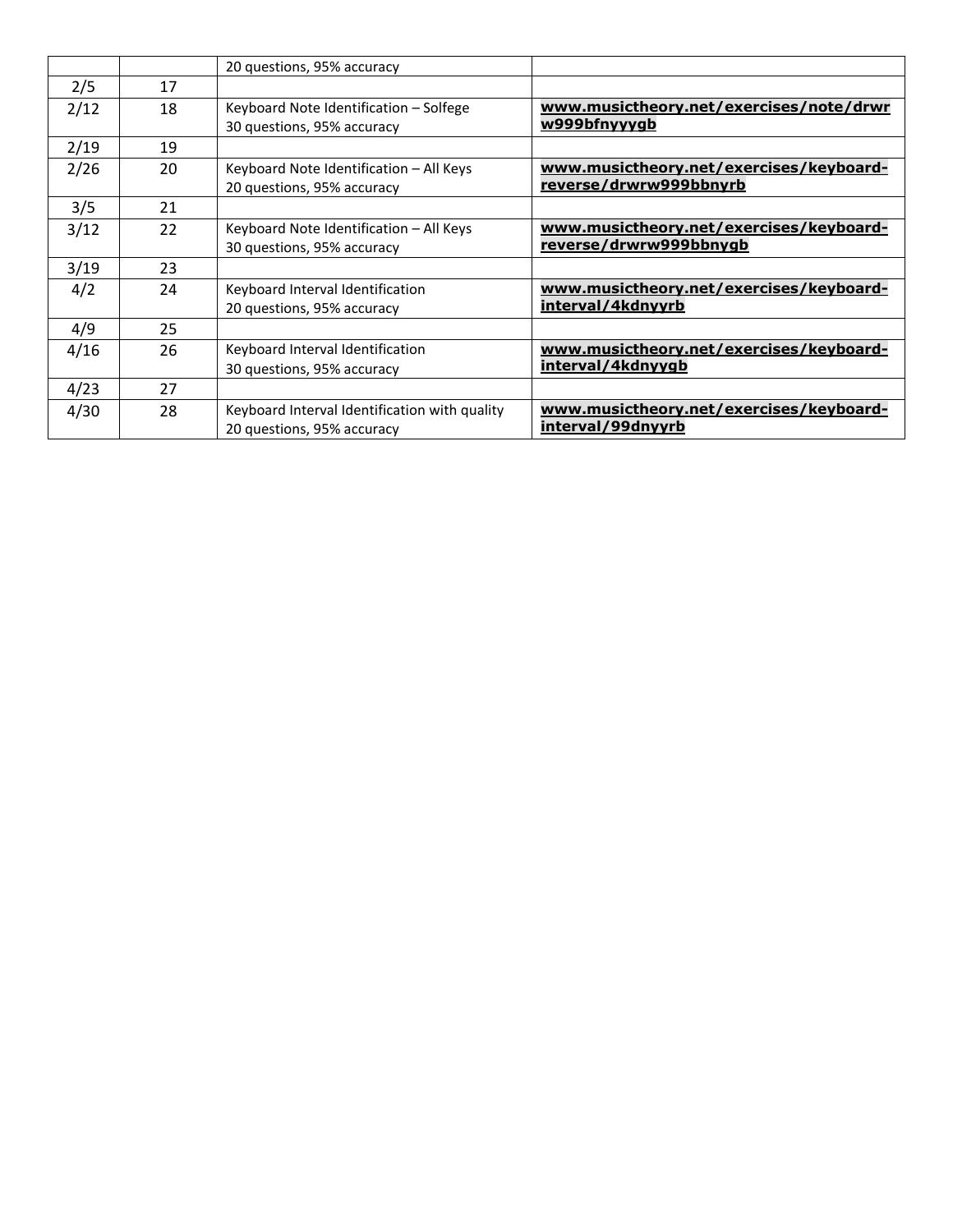| | | | |
|---|---|---|---|
| | | 20 questions, 95% accuracy | |
| 2/5 | 17 | | |
| 2/12 | 18 | Keyboard Note Identification – Solfege<br>30 questions, 95% accuracy | **www.musictheory.net/exercises/note/drwrw999bfnyyygb** |
| 2/19 | 19 | | |
| 2/26 | 20 | Keyboard Note Identification – All Keys<br>20 questions, 95% accuracy | **www.musictheory.net/exercises/keyboard-reverse/drwrw999bbnyrb** |
| 3/5 | 21 | | |
| 3/12 | 22 | Keyboard Note Identification – All Keys<br>30 questions, 95% accuracy | **www.musictheory.net/exercises/keyboard-reverse/drwrw999bbnygb** |
| 3/19 | 23 | | |
| 4/2 | 24 | Keyboard Interval Identification<br>20 questions, 95% accuracy | **www.musictheory.net/exercises/keyboard-interval/4kdnyyrb** |
| 4/9 | 25 | | |
| 4/16 | 26 | Keyboard Interval Identification<br>30 questions, 95% accuracy | **www.musictheory.net/exercises/keyboard-interval/4kdnyygb** |
| 4/23 | 27 | | |
| 4/30 | 28 | Keyboard Interval Identification with quality<br>20 questions, 95% accuracy | **www.musictheory.net/exercises/keyboard-interval/99dnyyrb** |